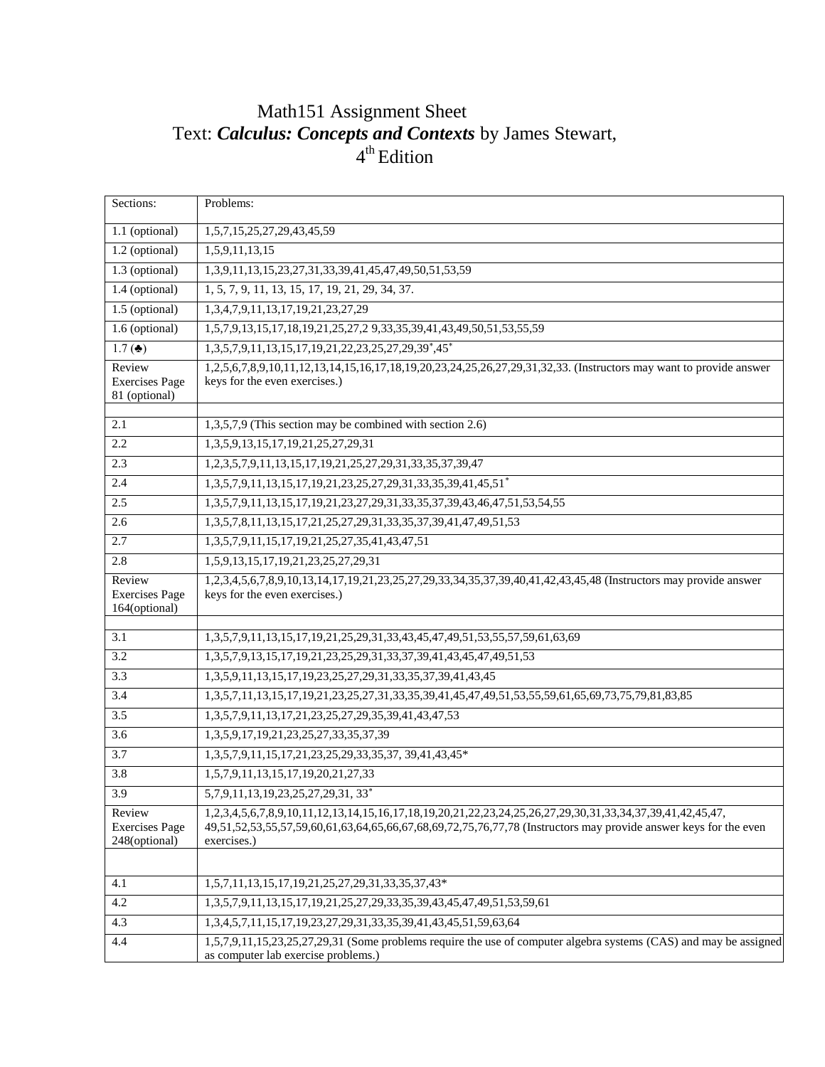# Math151 Assignment Sheet

## Text: ***Calculus: Concepts and Contexts*** by James Stewart, 4th Edition

| Sections: | Problems: |
|---|---|
| 1.1 (optional) | 1,5,7,15,25,27,29,43,45,59 |
| 1.2 (optional) | 1,5,9,11,13,15 |
| 1.3 (optional) | 1,3,9,11,13,15,23,27,31,33,39,41,45,47,49,50,51,53,59 |
| 1.4 (optional) | 1, 5, 7, 9, 11, 13, 15, 17, 19, 21, 29, 34, 37. |
| 1.5 (optional) | 1,3,4,7,9,11,13,17,19,21,23,27,29 |
| 1.6 (optional) | 1,5,7,9,13,15,17,18,19,21,25,27,2 9,33,35,39,41,43,49,50,51,53,55,59 |
| 1.7 (♣) | 1,3,5,7,9,11,13,15,17,19,21,22,23,25,27,29,39*,45* |
| Review Exercises Page 81 (optional) | 1,2,5,6,7,8,9,10,11,12,13,14,15,16,17,18,19,20,23,24,25,26,27,29,31,32,33. (Instructors may want to provide answer keys for the even exercises.) |
| | |
| 2.1 | 1,3,5,7,9 (This section may be combined with section 2.6) |
| 2.2 | 1,3,5,9,13,15,17,19,21,25,27,29,31 |
| 2.3 | 1,2,3,5,7,9,11,13,15,17,19,21,25,27,29,31,33,35,37,39,47 |
| 2.4 | 1,3,5,7,9,11,13,15,17,19,21,23,25,27,29,31,33,35,39,41,45,51* |
| 2.5 | 1,3,5,7,9,11,13,15,17,19,21,23,27,29,31,33,35,37,39,43,46,47,51,53,54,55 |
| 2.6 | 1,3,5,7,8,11,13,15,17,21,25,27,29,31,33,35,37,39,41,47,49,51,53 |
| 2.7 | 1,3,5,7,9,11,15,17,19,21,25,27,35,41,43,47,51 |
| 2.8 | 1,5,9,13,15,17,19,21,23,25,27,29,31 |
| Review Exercises Page 164(optional) | 1,2,3,4,5,6,7,8,9,10,13,14,17,19,21,23,25,27,29,33,34,35,37,39,40,41,42,43,45,48 (Instructors may provide answer keys for the even exercises.) |
| | |
| 3.1 | 1,3,5,7,9,11,13,15,17,19,21,25,29,31,33,43,45,47,49,51,53,55,57,59,61,63,69 |
| 3.2 | 1,3,5,7,9,13,15,17,19,21,23,25,29,31,33,37,39,41,43,45,47,49,51,53 |
| 3.3 | 1,3,5,9,11,13,15,17,19,23,25,27,29,31,33,35,37,39,41,43,45 |
| 3.4 | 1,3,5,7,11,13,15,17,19,21,23,25,27,31,33,35,39,41,45,47,49,51,53,55,59,61,65,69,73,75,79,81,83,85 |
| 3.5 | 1,3,5,7,9,11,13,17,21,23,25,27,29,35,39,41,43,47,53 |
| 3.6 | 1,3,5,9,17,19,21,23,25,27,33,35,37,39 |
| 3.7 | 1,3,5,7,9,11,15,17,21,23,25,29,33,35,37, 39,41,43,45* |
| 3.8 | 1,5,7,9,11,13,15,17,19,20,21,27,33 |
| 3.9 | 5,7,9,11,13,19,23,25,27,29,31, 33* |
| Review Exercises Page 248(optional) | 1,2,3,4,5,6,7,8,9,10,11,12,13,14,15,16,17,18,19,20,21,22,23,24,25,26,27,29,30,31,33,34,37,39,41,42,45,47, 49,51,52,53,55,57,59,60,61,63,64,65,66,67,68,69,72,75,76,77,78 (Instructors may provide answer keys for the even exercises.) |
| | |
| 4.1 | 1,5,7,11,13,15,17,19,21,25,27,29,31,33,35,37,43* |
| 4.2 | 1,3,5,7,9,11,13,15,17,19,21,25,27,29,33,35,39,43,45,47,49,51,53,59,61 |
| 4.3 | 1,3,4,5,7,11,15,17,19,23,27,29,31,33,35,39,41,43,45,51,59,63,64 |
| 4.4 | 1,5,7,9,11,15,23,25,27,29,31 (Some problems require the use of computer algebra systems (CAS) and may be assigned as computer lab exercise problems.) |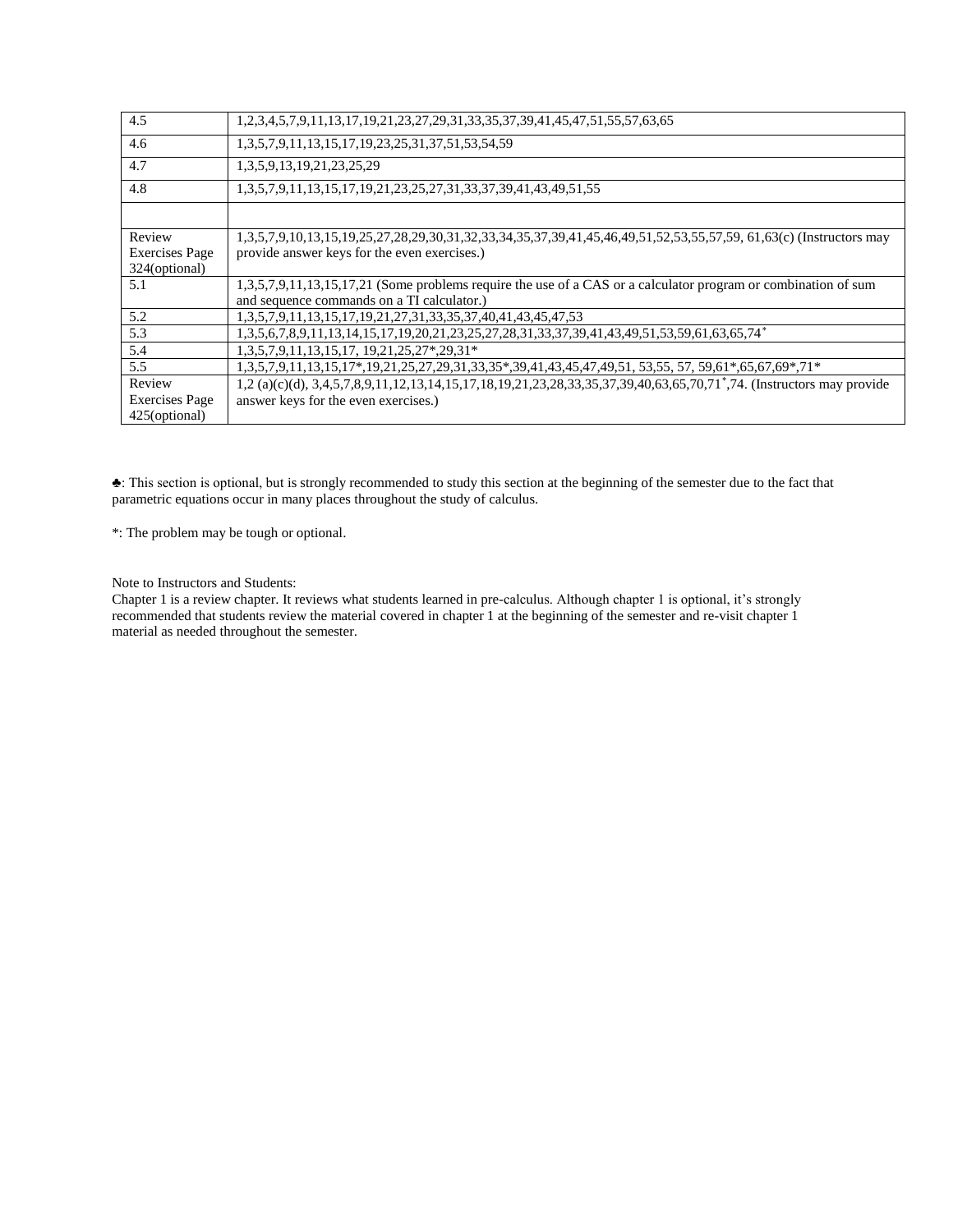| | |
|---|---|
| 4.5 | 1,2,3,4,5,7,9,11,13,17,19,21,23,27,29,31,33,35,37,39,41,45,47,51,55,57,63,65 |
| 4.6 | 1,3,5,7,9,11,13,15,17,19,23,25,31,37,51,53,54,59 |
| 4.7 | 1,3,5,9,13,19,21,23,25,29 |
| 4.8 | 1,3,5,7,9,11,13,15,17,19,21,23,25,27,31,33,37,39,41,43,49,51,55 |
| | |
| Review Exercises Page 324(optional) | 1,3,5,7,9,10,13,15,19,25,27,28,29,30,31,32,33,34,35,37,39,41,45,46,49,51,52,53,55,57,59, 61,63(c) (Instructors may provide answer keys for the even exercises.) |
| 5.1 | 1,3,5,7,9,11,13,15,17,21 (Some problems require the use of a CAS or a calculator program or combination of sum and sequence commands on a TI calculator.) |
| 5.2 | 1,3,5,7,9,11,13,15,17,19,21,27,31,33,35,37,40,41,43,45,47,53 |
| 5.3 | 1,3,5,6,7,8,9,11,13,14,15,17,19,20,21,23,25,27,28,31,33,37,39,41,43,49,51,53,59,61,63,65,74* |
| 5.4 | 1,3,5,7,9,11,13,15,17, 19,21,25,27*,29,31* |
| 5.5 | 1,3,5,7,9,11,13,15,17*,19,21,25,27,29,31,33,35*,39,41,43,45,47,49,51, 53,55, 57, 59,61*,65,67,69*,71* |
| Review Exercises Page 425(optional) | 1,2 (a)(c)(d), 3,4,5,7,8,9,11,12,13,14,15,17,18,19,21,23,28,33,35,37,39,40,63,65,70,71*,74. (Instructors may provide answer keys for the even exercises.) |

♣: This section is optional, but is strongly recommended to study this section at the beginning of the semester due to the fact that parametric equations occur in many places throughout the study of calculus.

*: The problem may be tough or optional.

Note to Instructors and Students:
Chapter 1 is a review chapter. It reviews what students learned in pre-calculus. Although chapter 1 is optional, it's strongly recommended that students review the material covered in chapter 1 at the beginning of the semester and re-visit chapter 1 material as needed throughout the semester.